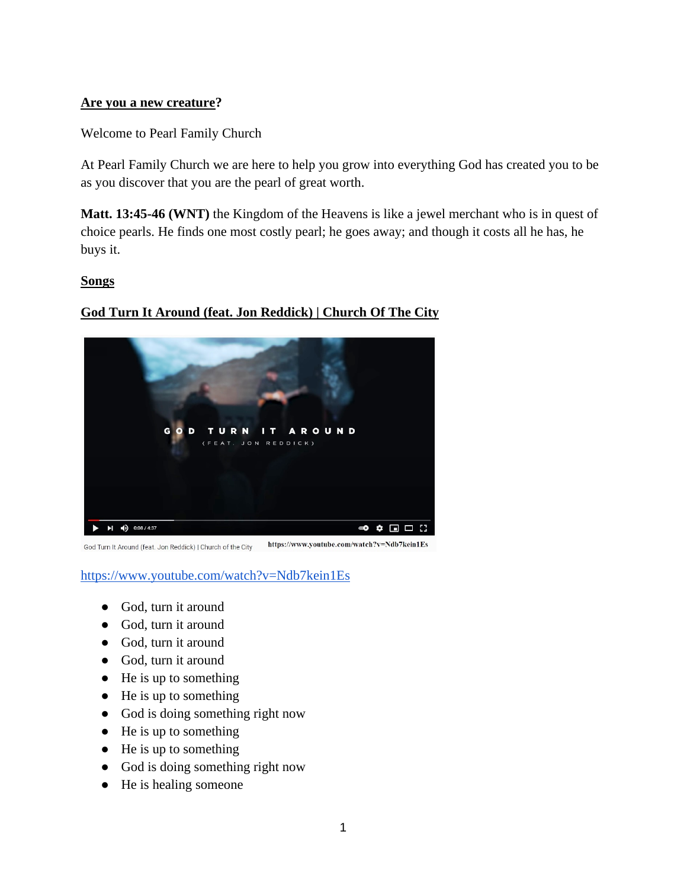**<u>Are you a new creature</u>?**

Welcome to Pearl Family Church

At Pearl Family Church we are here to help you grow into everything God has created you to be as you discover that you are the pearl of great worth.

**Matt. 13:45-46 (WNT)** the Kingdom of the Heavens is like a jewel merchant who is in quest of choice pearls. He finds one most costly pearl; he goes away; and though it costs all he has, he buys it.

**<u>Songs</u>**

**<u>God Turn It Around (feat. Jon Reddick) | Church Of The City</u>**

https://www.youtube.com/watch?v=Ndb7kein1Es

- God, turn it around
- God, turn it around
- God, turn it around
- God, turn it around
- He is up to something
- He is up to something
- God is doing something right now
- He is up to something
- He is up to something
- God is doing something right now
- He is healing someone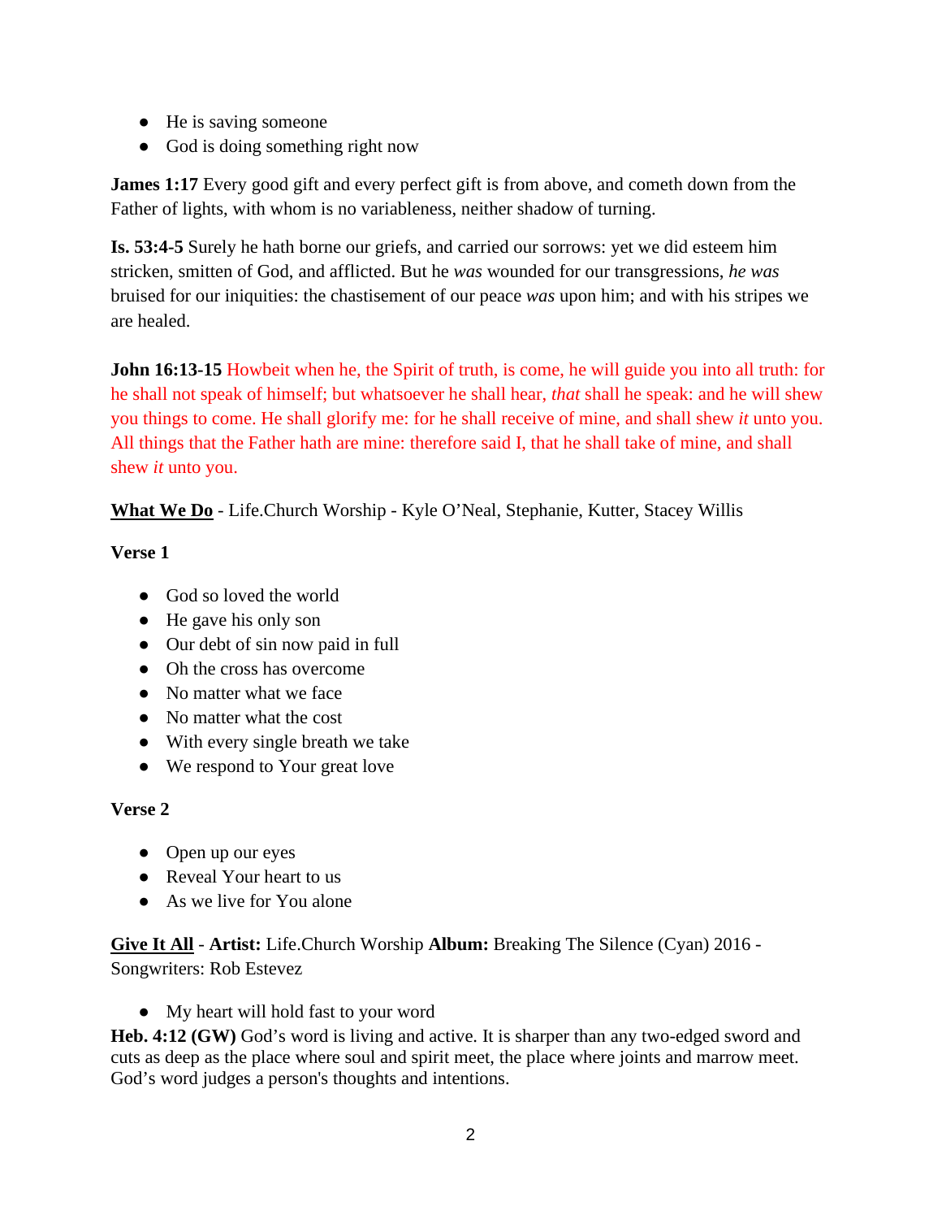- He is saving someone
- God is doing something right now

**James 1:17** Every good gift and every perfect gift is from above, and cometh down from the Father of lights, with whom is no variableness, neither shadow of turning.

**Is. 53:4-5** Surely he hath borne our griefs, and carried our sorrows: yet we did esteem him stricken, smitten of God, and afflicted. But he *was* wounded for our transgressions, *he was* bruised for our iniquities: the chastisement of our peace *was* upon him; and with his stripes we are healed.

**John 16:13-15** Howbeit when he, the Spirit of truth, is come, he will guide you into all truth: for he shall not speak of himself; but whatsoever he shall hear, *that* shall he speak: and he will shew you things to come. He shall glorify me: for he shall receive of mine, and shall shew *it* unto you. All things that the Father hath are mine: therefore said I, that he shall take of mine, and shall shew *it* unto you.

<u>**What We Do**</u> - Life.Church Worship - Kyle O'Neal, Stephanie, Kutter, Stacey Willis

**Verse 1**

- God so loved the world
- He gave his only son
- Our debt of sin now paid in full
- Oh the cross has overcome
- No matter what we face
- No matter what the cost
- With every single breath we take
- We respond to Your great love

**Verse 2**

- Open up our eyes
- Reveal Your heart to us
- As we live for You alone

<u>**Give It All**</u> - **Artist:** Life.Church Worship **Album:** Breaking The Silence (Cyan) 2016 - Songwriters: Rob Estevez

- My heart will hold fast to your word

**Heb. 4:12 (GW)** God's word is living and active. It is sharper than any two-edged sword and cuts as deep as the place where soul and spirit meet, the place where joints and marrow meet. God's word judges a person's thoughts and intentions.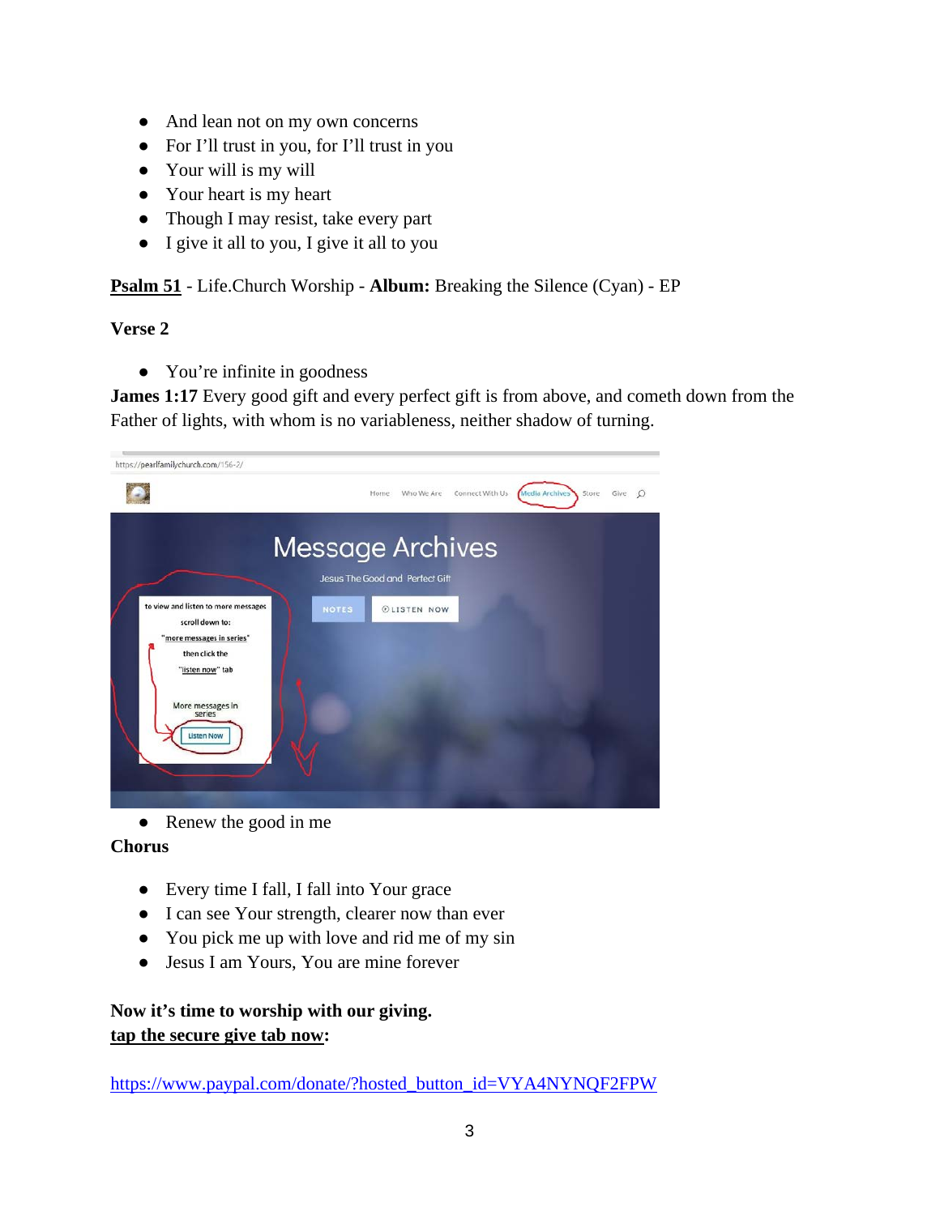- And lean not on my own concerns
- For I'll trust in you, for I'll trust in you
- Your will is my will
- Your heart is my heart
- Though I may resist, take every part
- I give it all to you, I give it all to you

**Psalm 51** - Life.Church Worship - **Album:** Breaking the Silence (Cyan) - EP

**Verse 2**

- You're infinite in goodness

**James 1:17** Every good gift and every perfect gift is from above, and cometh down from the Father of lights, with whom is no variableness, neither shadow of turning.

- Renew the good in me

**Chorus**

- Every time I fall, I fall into Your grace
- I can see Your strength, clearer now than ever
- You pick me up with love and rid me of my sin
- Jesus I am Yours, You are mine forever

**Now it's time to worship with our giving.**
**tap the secure give tab now:**

https://www.paypal.com/donate/?hosted_button_id=VYA4NYNQF2FPW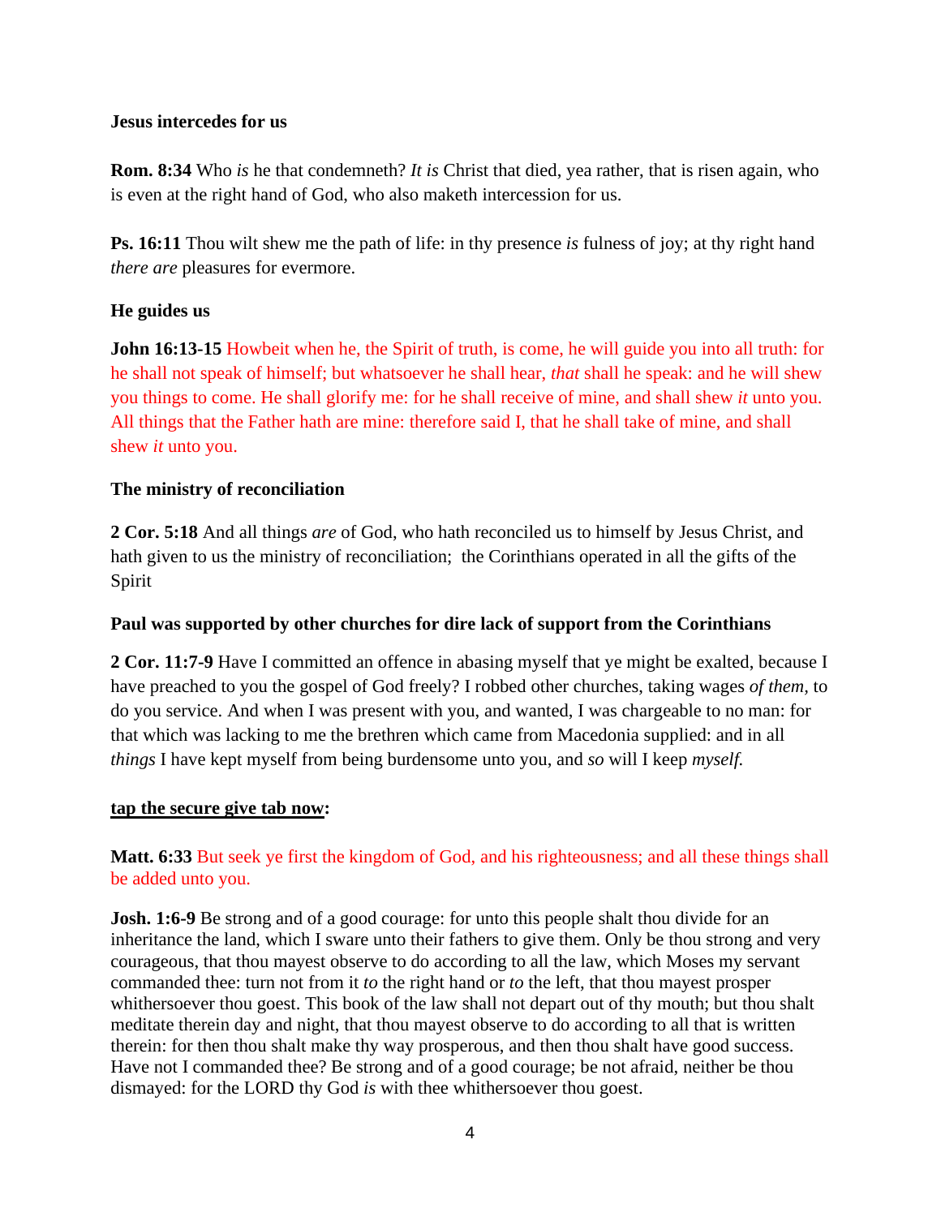**Jesus intercedes for us**

**Rom. 8:34** Who *is* he that condemneth? *It is* Christ that died, yea rather, that is risen again, who is even at the right hand of God, who also maketh intercession for us.

**Ps. 16:11** Thou wilt shew me the path of life: in thy presence *is* fulness of joy; at thy right hand *there are* pleasures for evermore.

**He guides us**

**John 16:13-15** Howbeit when he, the Spirit of truth, is come, he will guide you into all truth: for he shall not speak of himself; but whatsoever he shall hear, *that* shall he speak: and he will shew you things to come. He shall glorify me: for he shall receive of mine, and shall shew *it* unto you. All things that the Father hath are mine: therefore said I, that he shall take of mine, and shall shew *it* unto you.

**The ministry of reconciliation**

**2 Cor. 5:18** And all things *are* of God, who hath reconciled us to himself by Jesus Christ, and hath given to us the ministry of reconciliation; the Corinthians operated in all the gifts of the Spirit

**Paul was supported by other churches for dire lack of support from the Corinthians**

**2 Cor. 11:7-9** Have I committed an offence in abasing myself that ye might be exalted, because I have preached to you the gospel of God freely? I robbed other churches, taking wages *of them*, to do you service. And when I was present with you, and wanted, I was chargeable to no man: for that which was lacking to me the brethren which came from Macedonia supplied: and in all *things* I have kept myself from being burdensome unto you, and *so* will I keep *myself*.

**<u>tap the secure give tab now</u>:**

**Matt. 6:33** But seek ye first the kingdom of God, and his righteousness; and all these things shall be added unto you.

**Josh. 1:6-9** Be strong and of a good courage: for unto this people shalt thou divide for an inheritance the land, which I sware unto their fathers to give them. Only be thou strong and very courageous, that thou mayest observe to do according to all the law, which Moses my servant commanded thee: turn not from it *to* the right hand or *to* the left, that thou mayest prosper whithersoever thou goest. This book of the law shall not depart out of thy mouth; but thou shalt meditate therein day and night, that thou mayest observe to do according to all that is written therein: for then thou shalt make thy way prosperous, and then thou shalt have good success. Have not I commanded thee? Be strong and of a good courage; be not afraid, neither be thou dismayed: for the LORD thy God *is* with thee whithersoever thou goest.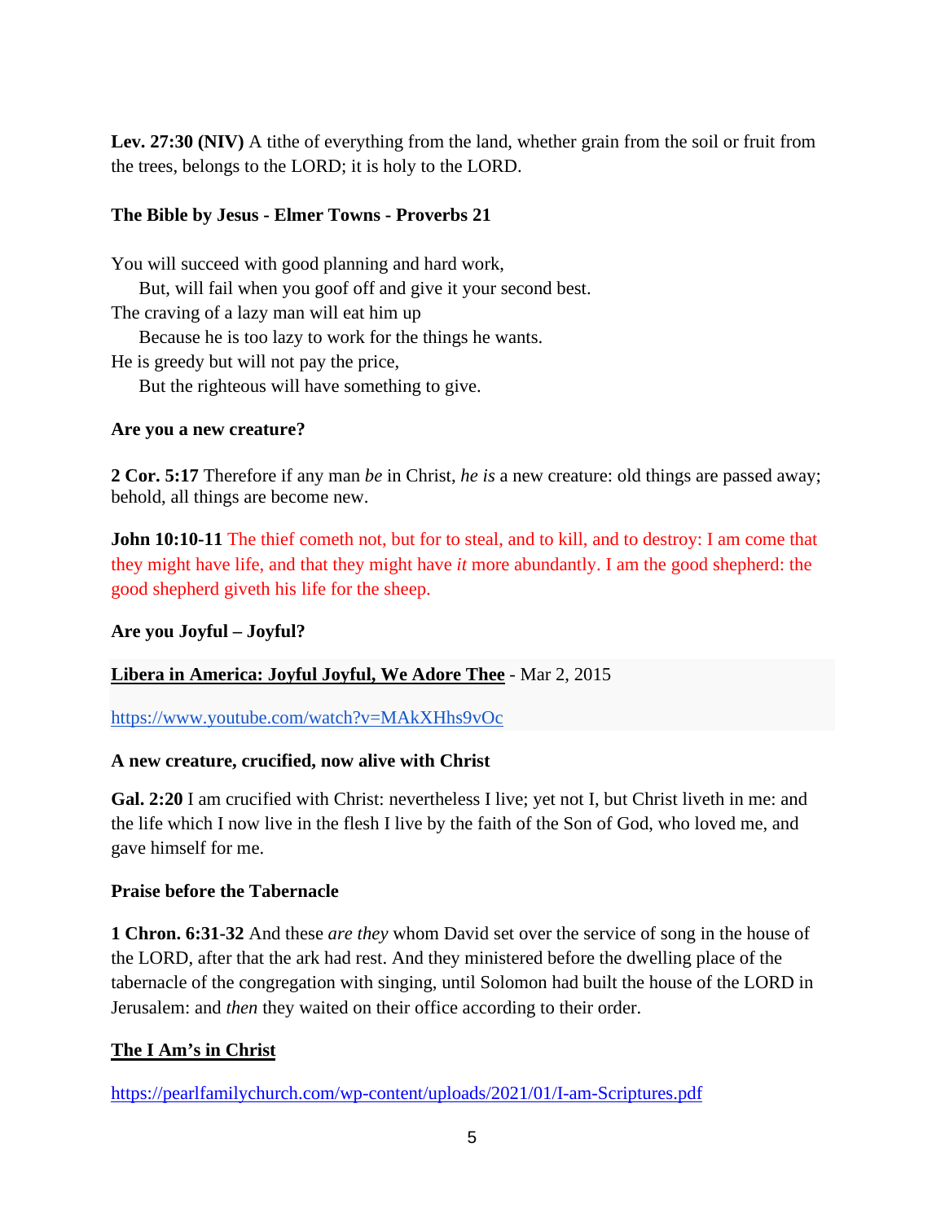**Lev. 27:30 (NIV)** A tithe of everything from the land, whether grain from the soil or fruit from the trees, belongs to the LORD; it is holy to the LORD.

**The Bible by Jesus - Elmer Towns - Proverbs 21**

You will succeed with good planning and hard work,
    But, will fail when you goof off and give it your second best.
The craving of a lazy man will eat him up
    Because he is too lazy to work for the things he wants.
He is greedy but will not pay the price,
    But the righteous will have something to give.

**Are you a new creature?**

**2 Cor. 5:17** Therefore if any man *be* in Christ, *he is* a new creature: old things are passed away; behold, all things are become new.

**John 10:10-11** The thief cometh not, but for to steal, and to kill, and to destroy: I am come that they might have life, and that they might have *it* more abundantly. I am the good shepherd: the good shepherd giveth his life for the sheep.

**Are you Joyful – Joyful?**

**Libera in America: Joyful Joyful, We Adore Thee** - Mar 2, 2015

https://www.youtube.com/watch?v=MAkXHhs9vOc

**A new creature, crucified, now alive with Christ**

**Gal. 2:20** I am crucified with Christ: nevertheless I live; yet not I, but Christ liveth in me: and the life which I now live in the flesh I live by the faith of the Son of God, who loved me, and gave himself for me.

**Praise before the Tabernacle**

**1 Chron. 6:31-32** And these *are they* whom David set over the service of song in the house of the LORD, after that the ark had rest. And they ministered before the dwelling place of the tabernacle of the congregation with singing, until Solomon had built the house of the LORD in Jerusalem: and *then* they waited on their office according to their order.

**The I Am's in Christ**

https://pearlfamilychurch.com/wp-content/uploads/2021/01/I-am-Scriptures.pdf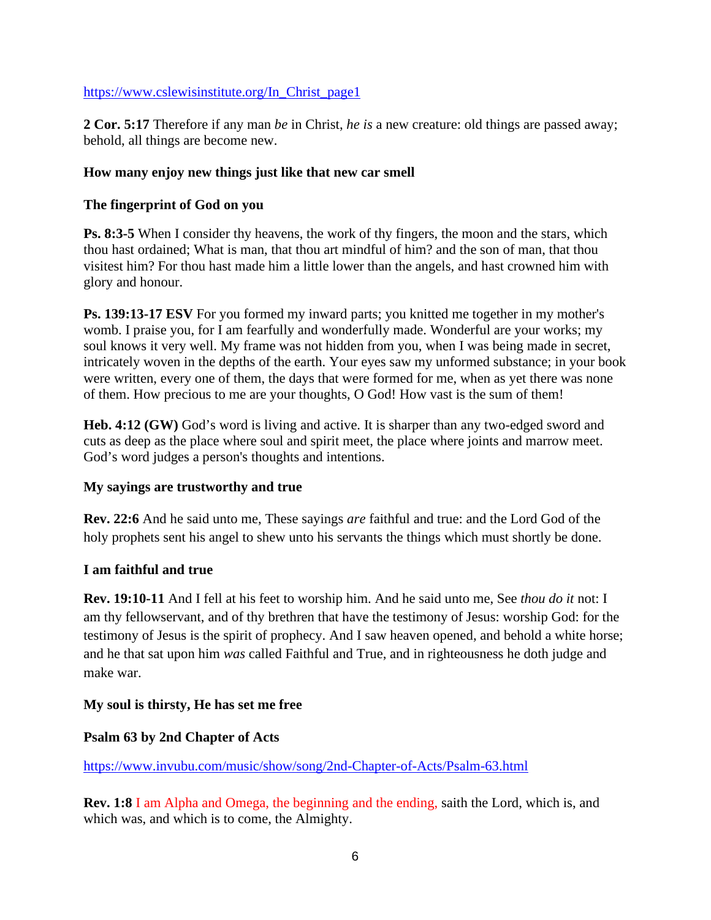https://www.cslewisinstitute.org/In_Christ_page1

**2 Cor. 5:17** Therefore if any man *be* in Christ, *he is* a new creature: old things are passed away; behold, all things are become new.

**How many enjoy new things just like that new car smell**

**The fingerprint of God on you**

**Ps. 8:3-5** When I consider thy heavens, the work of thy fingers, the moon and the stars, which thou hast ordained; What is man, that thou art mindful of him? and the son of man, that thou visitest him? For thou hast made him a little lower than the angels, and hast crowned him with glory and honour.

**Ps. 139:13-17 ESV** For you formed my inward parts; you knitted me together in my mother's womb. I praise you, for I am fearfully and wonderfully made. Wonderful are your works; my soul knows it very well. My frame was not hidden from you, when I was being made in secret, intricately woven in the depths of the earth. Your eyes saw my unformed substance; in your book were written, every one of them, the days that were formed for me, when as yet there was none of them. How precious to me are your thoughts, O God! How vast is the sum of them!

**Heb. 4:12 (GW)** God's word is living and active. It is sharper than any two-edged sword and cuts as deep as the place where soul and spirit meet, the place where joints and marrow meet. God's word judges a person's thoughts and intentions.

**My sayings are trustworthy and true**

**Rev. 22:6** And he said unto me, These sayings *are* faithful and true: and the Lord God of the holy prophets sent his angel to shew unto his servants the things which must shortly be done.

**I am faithful and true**

**Rev. 19:10-11** And I fell at his feet to worship him. And he said unto me, See *thou do it* not: I am thy fellowservant, and of thy brethren that have the testimony of Jesus: worship God: for the testimony of Jesus is the spirit of prophecy. And I saw heaven opened, and behold a white horse; and he that sat upon him *was* called Faithful and True, and in righteousness he doth judge and make war.

**My soul is thirsty, He has set me free**

**Psalm 63 by 2nd Chapter of Acts**

https://www.invubu.com/music/show/song/2nd-Chapter-of-Acts/Psalm-63.html

**Rev. 1:8** I am Alpha and Omega, the beginning and the ending, saith the Lord, which is, and which was, and which is to come, the Almighty.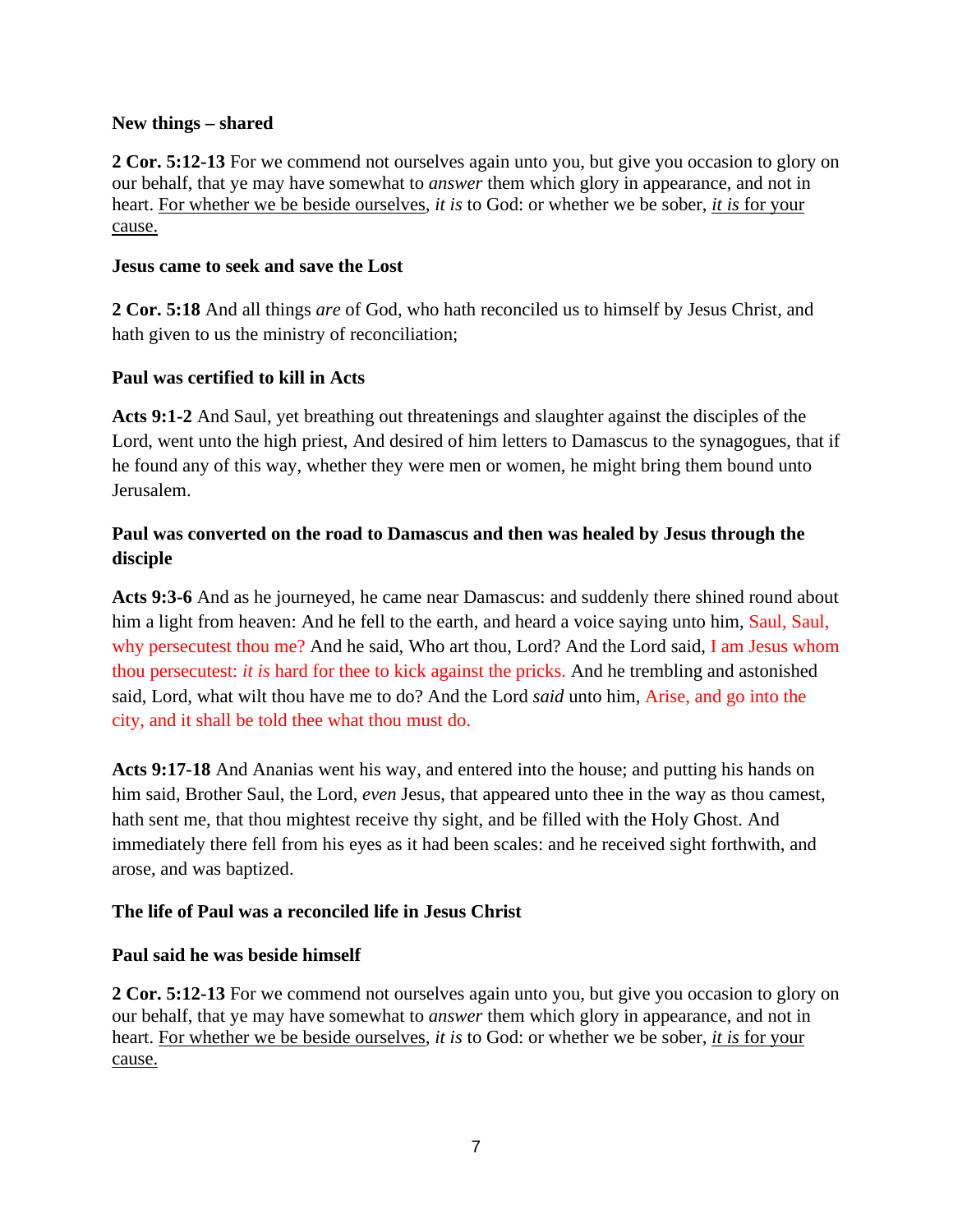**New things – shared**

**2 Cor. 5:12-13** For we commend not ourselves again unto you, but give you occasion to glory on our behalf, that ye may have somewhat to *answer* them which glory in appearance, and not in heart. <u>For whether we be beside ourselves</u>, *it is* to God: or whether we be sober, <u>*it is* for your cause.</u>

**Jesus came to seek and save the Lost**

**2 Cor. 5:18** And all things *are* of God, who hath reconciled us to himself by Jesus Christ, and hath given to us the ministry of reconciliation;

**Paul was certified to kill in Acts**

**Acts 9:1-2** And Saul, yet breathing out threatenings and slaughter against the disciples of the Lord, went unto the high priest, And desired of him letters to Damascus to the synagogues, that if he found any of this way, whether they were men or women, he might bring them bound unto Jerusalem.

**Paul was converted on the road to Damascus and then was healed by Jesus through the disciple**

**Acts 9:3-6** And as he journeyed, he came near Damascus: and suddenly there shined round about him a light from heaven: And he fell to the earth, and heard a voice saying unto him, Saul, Saul, why persecutest thou me? And he said, Who art thou, Lord? And the Lord said, I am Jesus whom thou persecutest: *it is* hard for thee to kick against the pricks. And he trembling and astonished said, Lord, what wilt thou have me to do? And the Lord *said* unto him, Arise, and go into the city, and it shall be told thee what thou must do.

**Acts 9:17-18** And Ananias went his way, and entered into the house; and putting his hands on him said, Brother Saul, the Lord, *even* Jesus, that appeared unto thee in the way as thou camest, hath sent me, that thou mightest receive thy sight, and be filled with the Holy Ghost. And immediately there fell from his eyes as it had been scales: and he received sight forthwith, and arose, and was baptized.

**The life of Paul was a reconciled life in Jesus Christ**

**Paul said he was beside himself**

**2 Cor. 5:12-13** For we commend not ourselves again unto you, but give you occasion to glory on our behalf, that ye may have somewhat to *answer* them which glory in appearance, and not in heart. <u>For whether we be beside ourselves</u>, *it is* to God: or whether we be sober, <u>*it is* for your cause.</u>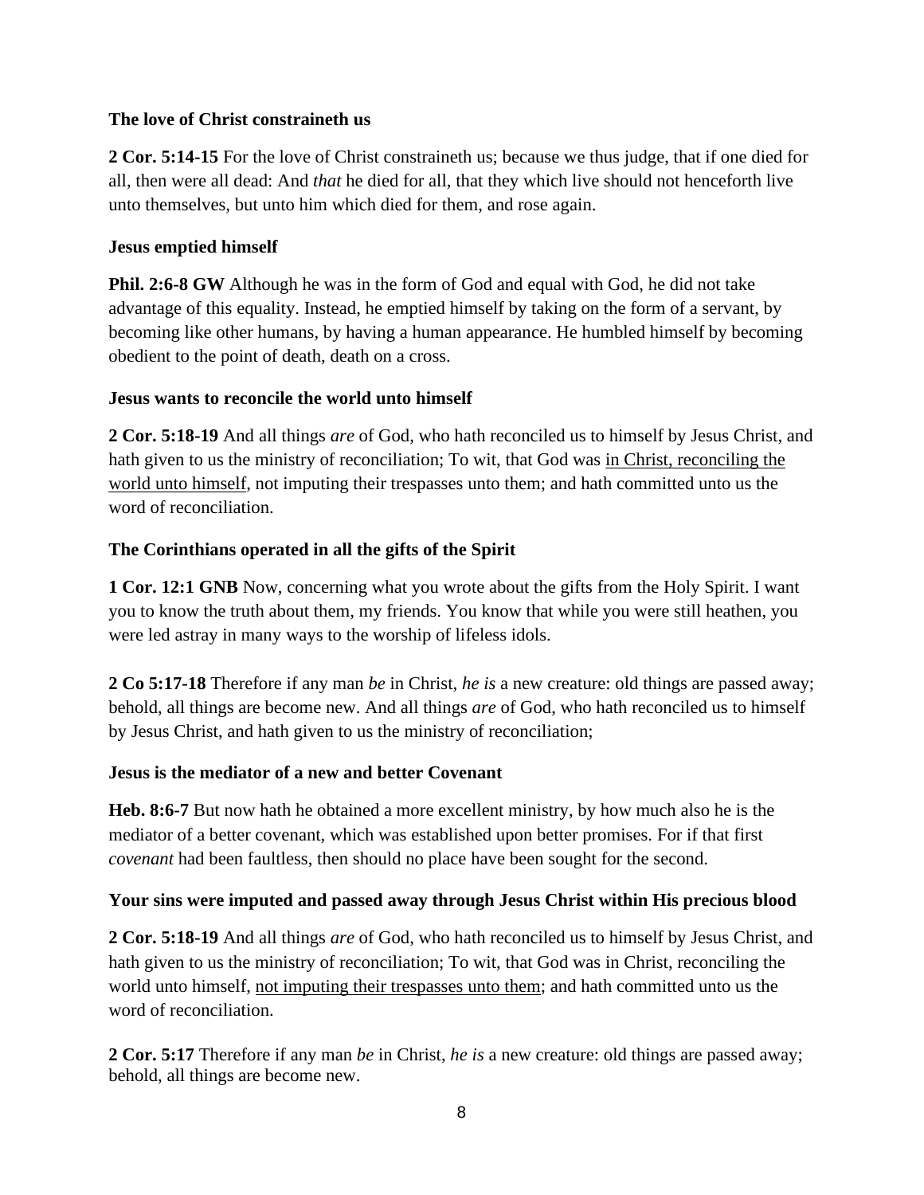**The love of Christ constraineth us**

**2 Cor. 5:14-15** For the love of Christ constraineth us; because we thus judge, that if one died for all, then were all dead: And *that* he died for all, that they which live should not henceforth live unto themselves, but unto him which died for them, and rose again.

**Jesus emptied himself**

**Phil. 2:6-8 GW** Although he was in the form of God and equal with God, he did not take advantage of this equality. Instead, he emptied himself by taking on the form of a servant, by becoming like other humans, by having a human appearance. He humbled himself by becoming obedient to the point of death, death on a cross.

**Jesus wants to reconcile the world unto himself**

**2 Cor. 5:18-19** And all things *are* of God, who hath reconciled us to himself by Jesus Christ, and hath given to us the ministry of reconciliation; To wit, that God was <u>in Christ, reconciling the world unto himself</u>, not imputing their trespasses unto them; and hath committed unto us the word of reconciliation.

**The Corinthians operated in all the gifts of the Spirit**

**1 Cor. 12:1 GNB** Now, concerning what you wrote about the gifts from the Holy Spirit. I want you to know the truth about them, my friends. You know that while you were still heathen, you were led astray in many ways to the worship of lifeless idols.

**2 Co 5:17-18** Therefore if any man *be* in Christ, *he is* a new creature: old things are passed away; behold, all things are become new. And all things *are* of God, who hath reconciled us to himself by Jesus Christ, and hath given to us the ministry of reconciliation;

**Jesus is the mediator of a new and better Covenant**

**Heb. 8:6-7** But now hath he obtained a more excellent ministry, by how much also he is the mediator of a better covenant, which was established upon better promises. For if that first *covenant* had been faultless, then should no place have been sought for the second.

**Your sins were imputed and passed away through Jesus Christ within His precious blood**

**2 Cor. 5:18-19** And all things *are* of God, who hath reconciled us to himself by Jesus Christ, and hath given to us the ministry of reconciliation; To wit, that God was in Christ, reconciling the world unto himself, <u>not imputing their trespasses unto them</u>; and hath committed unto us the word of reconciliation.

**2 Cor. 5:17** Therefore if any man *be* in Christ, *he is* a new creature: old things are passed away; behold, all things are become new.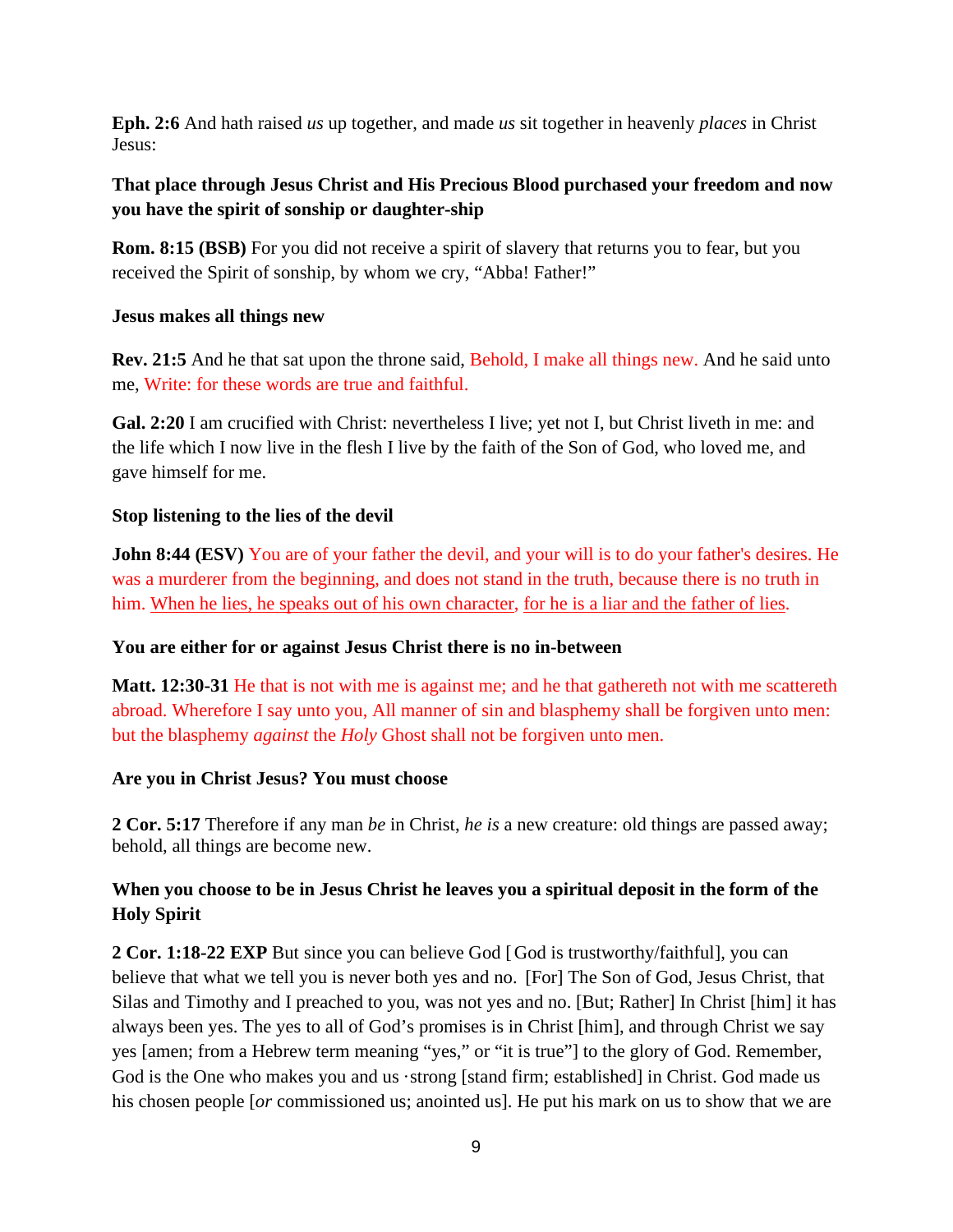**Eph. 2:6** And hath raised *us* up together, and made *us* sit together in heavenly *places* in Christ Jesus:

**That place through Jesus Christ and His Precious Blood purchased your freedom and now you have the spirit of sonship or daughter-ship**

**Rom. 8:15 (BSB)** For you did not receive a spirit of slavery that returns you to fear, but you received the Spirit of sonship, by whom we cry, "Abba! Father!"

**Jesus makes all things new**

**Rev. 21:5** And he that sat upon the throne said, Behold, I make all things new. And he said unto me, Write: for these words are true and faithful.

**Gal. 2:20** I am crucified with Christ: nevertheless I live; yet not I, but Christ liveth in me: and the life which I now live in the flesh I live by the faith of the Son of God, who loved me, and gave himself for me.

**Stop listening to the lies of the devil**

**John 8:44 (ESV)** You are of your father the devil, and your will is to do your father's desires. He was a murderer from the beginning, and does not stand in the truth, because there is no truth in him. When he lies, he speaks out of his own character, for he is a liar and the father of lies.

**You are either for or against Jesus Christ there is no in-between**

**Matt. 12:30-31** He that is not with me is against me; and he that gathereth not with me scattereth abroad. Wherefore I say unto you, All manner of sin and blasphemy shall be forgiven unto men: but the blasphemy *against* the *Holy* Ghost shall not be forgiven unto men.

**Are you in Christ Jesus? You must choose**

**2 Cor. 5:17** Therefore if any man *be* in Christ, *he is* a new creature: old things are passed away; behold, all things are become new.

**When you choose to be in Jesus Christ he leaves you a spiritual deposit in the form of the Holy Spirit**

**2 Cor. 1:18-22 EXP** But since you can believe God [ God is trustworthy/faithful], you can believe that what we tell you is never both yes and no. [For] The Son of God, Jesus Christ, that Silas and Timothy and I preached to you, was not yes and no. [But; Rather] In Christ [him] it has always been yes. The yes to all of God's promises is in Christ [him], and through Christ we say yes [amen; from a Hebrew term meaning "yes," or "it is true"] to the glory of God. Remember, God is the One who makes you and us ·strong [stand firm; established] in Christ. God made us his chosen people [*or* commissioned us; anointed us]. He put his mark on us to show that we are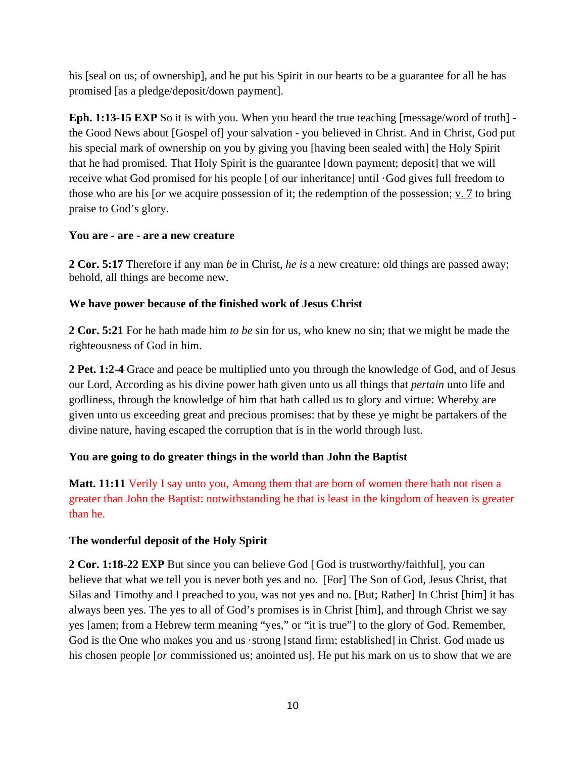his [seal on us; of ownership], and he put his Spirit in our hearts to be a guarantee for all he has promised [as a pledge/deposit/down payment].

**Eph. 1:13-15 EXP** So it is with you. When you heard the true teaching [message/word of truth] - the Good News about [Gospel of] your salvation - you believed in Christ. And in Christ, God put his special mark of ownership on you by giving you [having been sealed with] the Holy Spirit that he had promised. That Holy Spirit is the guarantee [down payment; deposit] that we will receive what God promised for his people [ of our inheritance] until ·God gives full freedom to those who are his [*or* we acquire possession of it; the redemption of the possession; v. 7 to bring praise to God's glory.

**You are - are - are a new creature**

**2 Cor. 5:17** Therefore if any man *be* in Christ, *he is* a new creature: old things are passed away; behold, all things are become new.

**We have power because of the finished work of Jesus Christ**

**2 Cor. 5:21** For he hath made him *to be* sin for us, who knew no sin; that we might be made the righteousness of God in him.

**2 Pet. 1:2-4** Grace and peace be multiplied unto you through the knowledge of God, and of Jesus our Lord, According as his divine power hath given unto us all things that *pertain* unto life and godliness, through the knowledge of him that hath called us to glory and virtue: Whereby are given unto us exceeding great and precious promises: that by these ye might be partakers of the divine nature, having escaped the corruption that is in the world through lust.

**You are going to do greater things in the world than John the Baptist**

**Matt. 11:11** Verily I say unto you, Among them that are born of women there hath not risen a greater than John the Baptist: notwithstanding he that is least in the kingdom of heaven is greater than he.

**The wonderful deposit of the Holy Spirit**

**2 Cor. 1:18-22 EXP** But since you can believe God [ God is trustworthy/faithful], you can believe that what we tell you is never both yes and no. [For] The Son of God, Jesus Christ, that Silas and Timothy and I preached to you, was not yes and no. [But; Rather] In Christ [him] it has always been yes. The yes to all of God's promises is in Christ [him], and through Christ we say yes [amen; from a Hebrew term meaning "yes," or "it is true"] to the glory of God. Remember, God is the One who makes you and us ·strong [stand firm; established] in Christ. God made us his chosen people [*or* commissioned us; anointed us]. He put his mark on us to show that we are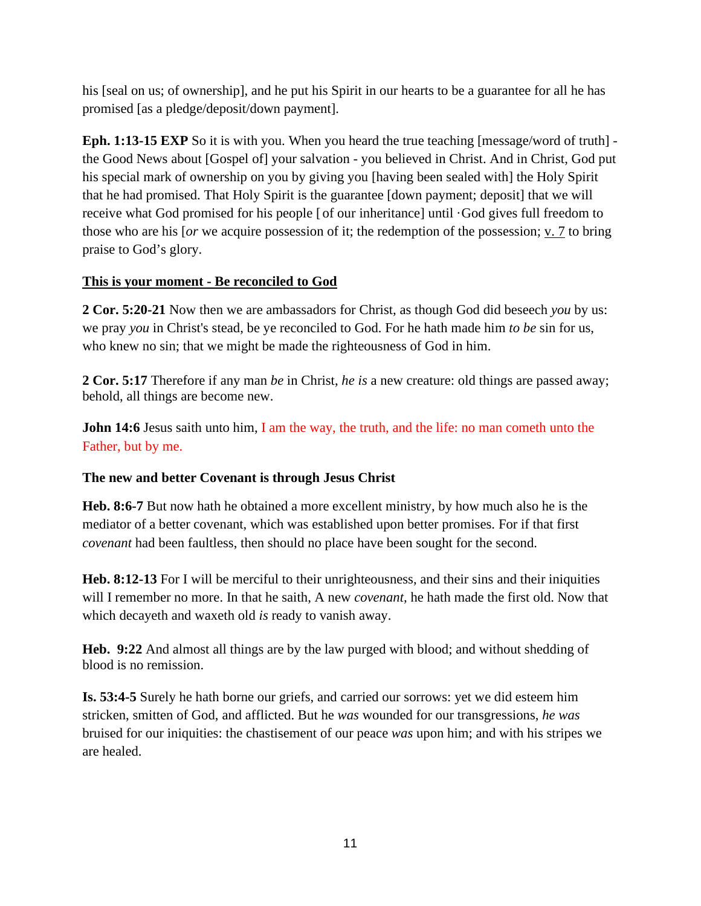his [seal on us; of ownership], and he put his Spirit in our hearts to be a guarantee for all he has promised [as a pledge/deposit/down payment].

**Eph. 1:13-15 EXP** So it is with you. When you heard the true teaching [message/word of truth] - the Good News about [Gospel of] your salvation - you believed in Christ. And in Christ, God put his special mark of ownership on you by giving you [having been sealed with] the Holy Spirit that he had promised. That Holy Spirit is the guarantee [down payment; deposit] that we will receive what God promised for his people [ of our inheritance] until ·God gives full freedom to those who are his [*or* we acquire possession of it; the redemption of the possession; v. 7 to bring praise to God's glory.

**This is your moment - Be reconciled to God**

**2 Cor. 5:20-21** Now then we are ambassadors for Christ, as though God did beseech *you* by us: we pray *you* in Christ's stead, be ye reconciled to God. For he hath made him *to be* sin for us, who knew no sin; that we might be made the righteousness of God in him.

**2 Cor. 5:17** Therefore if any man *be* in Christ, *he is* a new creature: old things are passed away; behold, all things are become new.

**John 14:6** Jesus saith unto him, I am the way, the truth, and the life: no man cometh unto the Father, but by me.

**The new and better Covenant is through Jesus Christ**

**Heb. 8:6-7** But now hath he obtained a more excellent ministry, by how much also he is the mediator of a better covenant, which was established upon better promises. For if that first *covenant* had been faultless, then should no place have been sought for the second.

**Heb. 8:12-13** For I will be merciful to their unrighteousness, and their sins and their iniquities will I remember no more. In that he saith, A new *covenant*, he hath made the first old. Now that which decayeth and waxeth old *is* ready to vanish away.

**Heb. 9:22** And almost all things are by the law purged with blood; and without shedding of blood is no remission.

**Is. 53:4-5** Surely he hath borne our griefs, and carried our sorrows: yet we did esteem him stricken, smitten of God, and afflicted. But he *was* wounded for our transgressions, *he was* bruised for our iniquities: the chastisement of our peace *was* upon him; and with his stripes we are healed.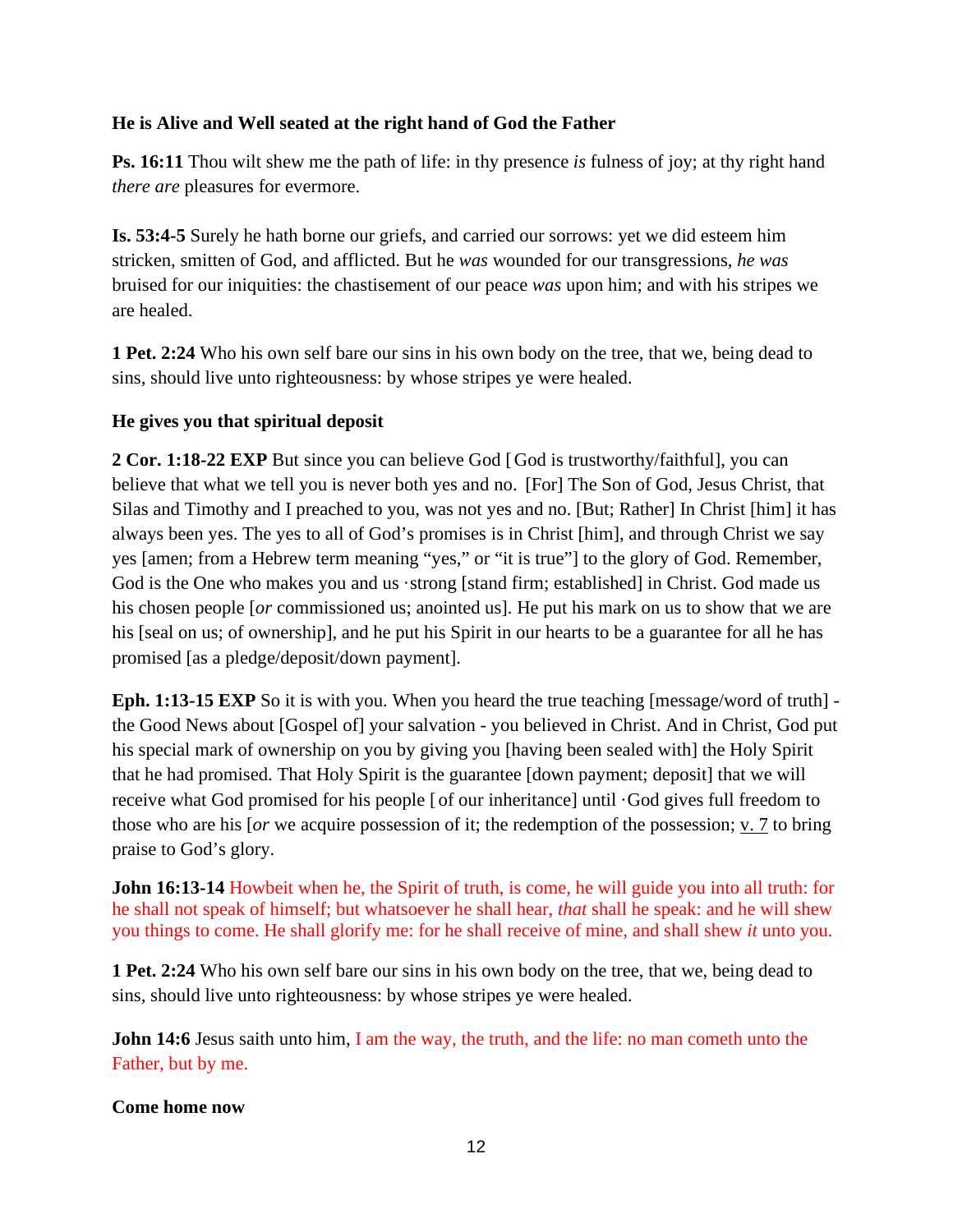**He is Alive and Well seated at the right hand of God the Father**

**Ps. 16:11** Thou wilt shew me the path of life: in thy presence *is* fulness of joy; at thy right hand *there are* pleasures for evermore.

**Is. 53:4-5** Surely he hath borne our griefs, and carried our sorrows: yet we did esteem him stricken, smitten of God, and afflicted. But he *was* wounded for our transgressions, *he was* bruised for our iniquities: the chastisement of our peace *was* upon him; and with his stripes we are healed.

**1 Pet. 2:24** Who his own self bare our sins in his own body on the tree, that we, being dead to sins, should live unto righteousness: by whose stripes ye were healed.

**He gives you that spiritual deposit**

**2 Cor. 1:18-22 EXP** But since you can believe God [ God is trustworthy/faithful], you can believe that what we tell you is never both yes and no. [For] The Son of God, Jesus Christ, that Silas and Timothy and I preached to you, was not yes and no. [But; Rather] In Christ [him] it has always been yes. The yes to all of God's promises is in Christ [him], and through Christ we say yes [amen; from a Hebrew term meaning "yes," or "it is true"] to the glory of God. Remember, God is the One who makes you and us ·strong [stand firm; established] in Christ. God made us his chosen people [*or* commissioned us; anointed us]. He put his mark on us to show that we are his [seal on us; of ownership], and he put his Spirit in our hearts to be a guarantee for all he has promised [as a pledge/deposit/down payment].

**Eph. 1:13-15 EXP** So it is with you. When you heard the true teaching [message/word of truth] - the Good News about [Gospel of] your salvation - you believed in Christ. And in Christ, God put his special mark of ownership on you by giving you [having been sealed with] the Holy Spirit that he had promised. That Holy Spirit is the guarantee [down payment; deposit] that we will receive what God promised for his people [ of our inheritance] until ·God gives full freedom to those who are his [*or* we acquire possession of it; the redemption of the possession; v. 7 to bring praise to God's glory.

**John 16:13-14** Howbeit when he, the Spirit of truth, is come, he will guide you into all truth: for he shall not speak of himself; but whatsoever he shall hear, *that* shall he speak: and he will shew you things to come. He shall glorify me: for he shall receive of mine, and shall shew *it* unto you.

**1 Pet. 2:24** Who his own self bare our sins in his own body on the tree, that we, being dead to sins, should live unto righteousness: by whose stripes ye were healed.

**John 14:6** Jesus saith unto him, I am the way, the truth, and the life: no man cometh unto the Father, but by me.

**Come home now**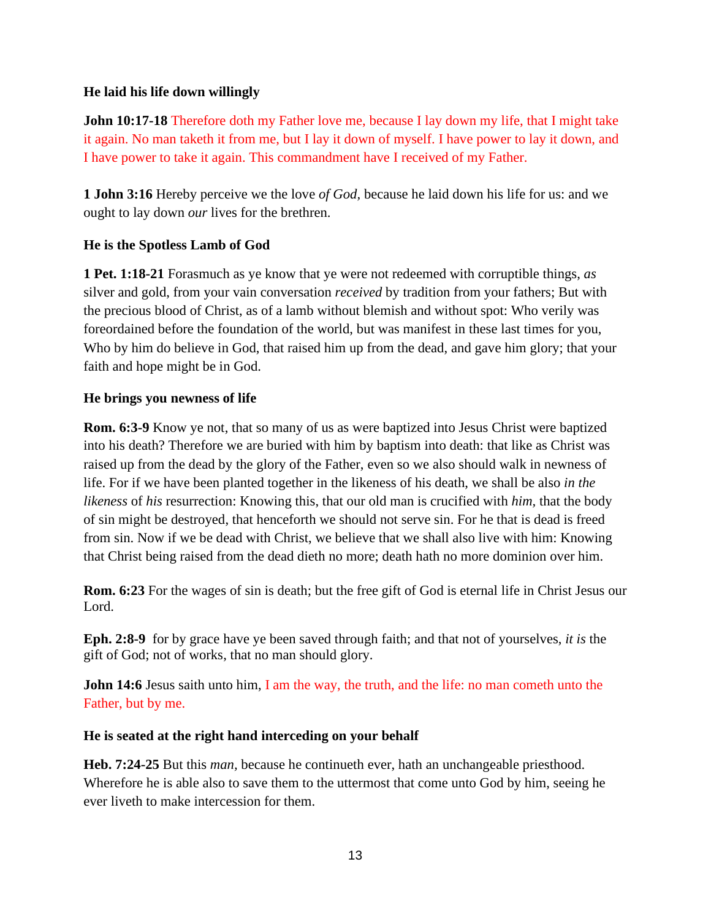**He laid his life down willingly**

**John 10:17-18** Therefore doth my Father love me, because I lay down my life, that I might take it again. No man taketh it from me, but I lay it down of myself. I have power to lay it down, and I have power to take it again. This commandment have I received of my Father.

**1 John 3:16** Hereby perceive we the love *of God*, because he laid down his life for us: and we ought to lay down *our* lives for the brethren.

**He is the Spotless Lamb of God**

**1 Pet. 1:18-21** Forasmuch as ye know that ye were not redeemed with corruptible things, *as* silver and gold, from your vain conversation *received* by tradition from your fathers; But with the precious blood of Christ, as of a lamb without blemish and without spot: Who verily was foreordained before the foundation of the world, but was manifest in these last times for you, Who by him do believe in God, that raised him up from the dead, and gave him glory; that your faith and hope might be in God.

**He brings you newness of life**

**Rom. 6:3-9** Know ye not, that so many of us as were baptized into Jesus Christ were baptized into his death? Therefore we are buried with him by baptism into death: that like as Christ was raised up from the dead by the glory of the Father, even so we also should walk in newness of life. For if we have been planted together in the likeness of his death, we shall be also *in the likeness* of *his* resurrection: Knowing this, that our old man is crucified with *him*, that the body of sin might be destroyed, that henceforth we should not serve sin. For he that is dead is freed from sin. Now if we be dead with Christ, we believe that we shall also live with him: Knowing that Christ being raised from the dead dieth no more; death hath no more dominion over him.

**Rom. 6:23** For the wages of sin is death; but the free gift of God is eternal life in Christ Jesus our Lord.

**Eph. 2:8-9** for by grace have ye been saved through faith; and that not of yourselves, *it is* the gift of God; not of works, that no man should glory.

**John 14:6** Jesus saith unto him, I am the way, the truth, and the life: no man cometh unto the Father, but by me.

**He is seated at the right hand interceding on your behalf**

**Heb. 7:24-25** But this *man*, because he continueth ever, hath an unchangeable priesthood. Wherefore he is able also to save them to the uttermost that come unto God by him, seeing he ever liveth to make intercession for them.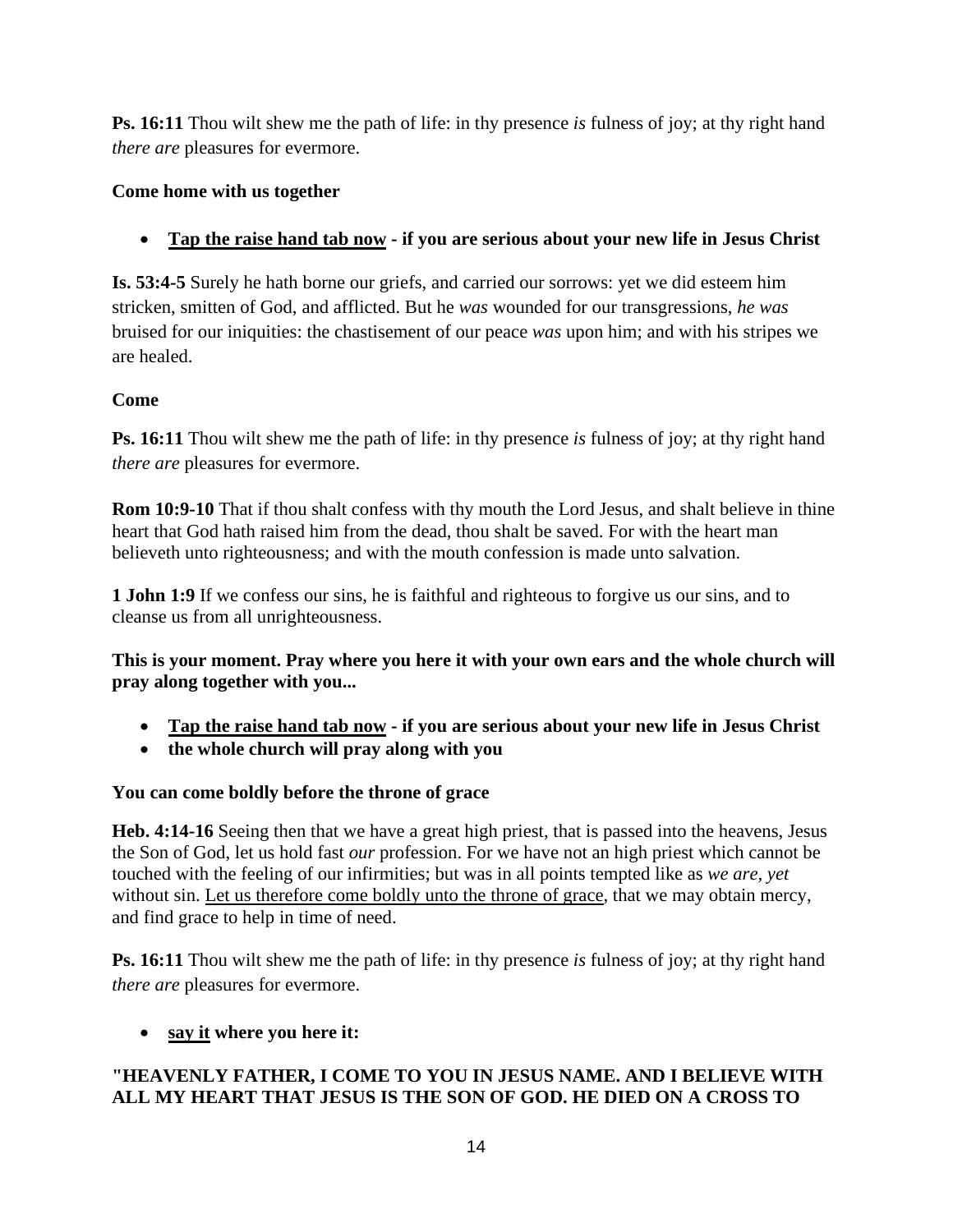**Ps. 16:11** Thou wilt shew me the path of life: in thy presence *is* fulness of joy; at thy right hand *there are* pleasures for evermore.

**Come home with us together**

- **<u>Tap the raise hand tab now</u> - if you are serious about your new life in Jesus Christ**

**Is. 53:4-5** Surely he hath borne our griefs, and carried our sorrows: yet we did esteem him stricken, smitten of God, and afflicted. But he *was* wounded for our transgressions, *he was* bruised for our iniquities: the chastisement of our peace *was* upon him; and with his stripes we are healed.

**Come**

**Ps. 16:11** Thou wilt shew me the path of life: in thy presence *is* fulness of joy; at thy right hand *there are* pleasures for evermore.

**Rom 10:9-10** That if thou shalt confess with thy mouth the Lord Jesus, and shalt believe in thine heart that God hath raised him from the dead, thou shalt be saved. For with the heart man believeth unto righteousness; and with the mouth confession is made unto salvation.

**1 John 1:9** If we confess our sins, he is faithful and righteous to forgive us our sins, and to cleanse us from all unrighteousness.

**This is your moment. Pray where you here it with your own ears and the whole church will pray along together with you...**

- **<u>Tap the raise hand tab now</u> - if you are serious about your new life in Jesus Christ**
- **the whole church will pray along with you**

**You can come boldly before the throne of grace**

**Heb. 4:14-16** Seeing then that we have a great high priest, that is passed into the heavens, Jesus the Son of God, let us hold fast *our* profession. For we have not an high priest which cannot be touched with the feeling of our infirmities; but was in all points tempted like as *we are*, *yet* without sin. <u>Let us therefore come boldly unto the throne of grace</u>, that we may obtain mercy, and find grace to help in time of need.

**Ps. 16:11** Thou wilt shew me the path of life: in thy presence *is* fulness of joy; at thy right hand *there are* pleasures for evermore.

- **<u>say it</u> where you here it:**

**"HEAVENLY FATHER, I COME TO YOU IN JESUS NAME. AND I BELIEVE WITH ALL MY HEART THAT JESUS IS THE SON OF GOD. HE DIED ON A CROSS TO**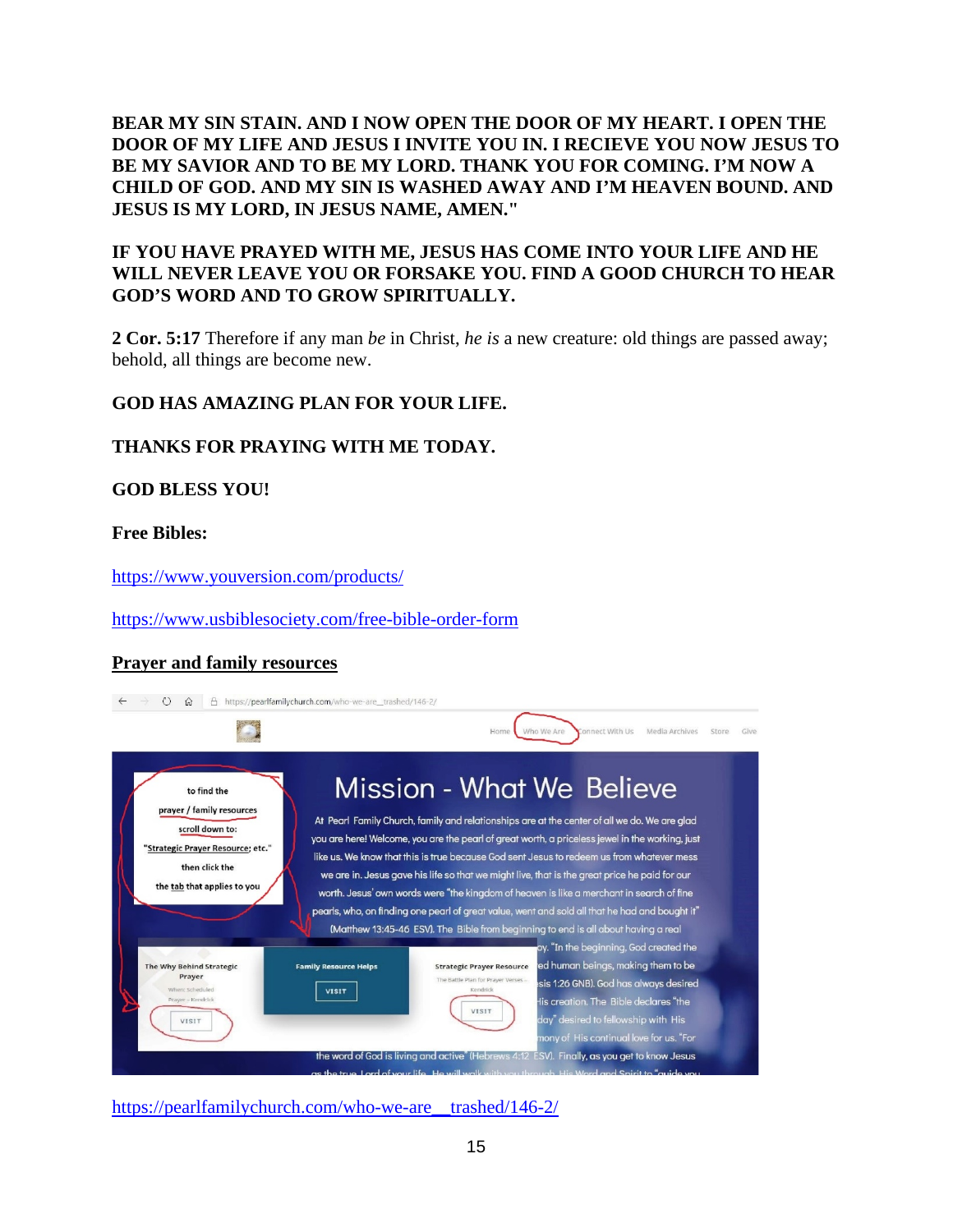**BEAR MY SIN STAIN. AND I NOW OPEN THE DOOR OF MY HEART. I OPEN THE DOOR OF MY LIFE AND JESUS I INVITE YOU IN. I RECIEVE YOU NOW JESUS TO BE MY SAVIOR AND TO BE MY LORD. THANK YOU FOR COMING. I'M NOW A CHILD OF GOD. AND MY SIN IS WASHED AWAY AND I'M HEAVEN BOUND. AND JESUS IS MY LORD, IN JESUS NAME, AMEN."**

**IF YOU HAVE PRAYED WITH ME, JESUS HAS COME INTO YOUR LIFE AND HE WILL NEVER LEAVE YOU OR FORSAKE YOU. FIND A GOOD CHURCH TO HEAR GOD'S WORD AND TO GROW SPIRITUALLY.**

**2 Cor. 5:17** Therefore if any man *be* in Christ, *he is* a new creature: old things are passed away; behold, all things are become new.

**GOD HAS AMAZING PLAN FOR YOUR LIFE.**

**THANKS FOR PRAYING WITH ME TODAY.**

**GOD BLESS YOU!**

**Free Bibles:**

https://www.youversion.com/products/

https://www.usbiblesociety.com/free-bible-order-form

**Prayer and family resources**

https://pearlfamilychurch.com/who-we-are__trashed/146-2/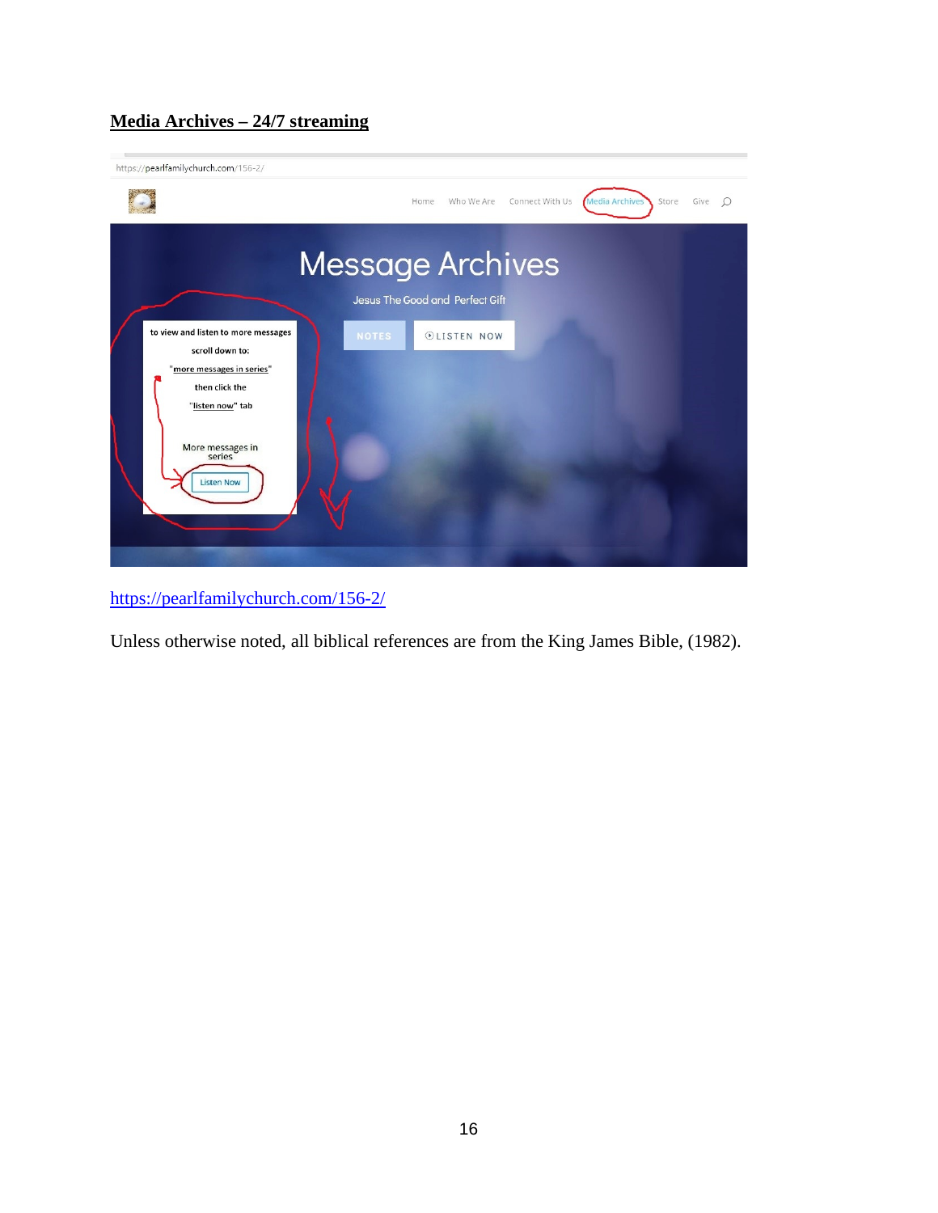**Media Archives – 24/7 streaming**

https://pearlfamilychurch.com/156-2/

Unless otherwise noted, all biblical references are from the King James Bible, (1982).